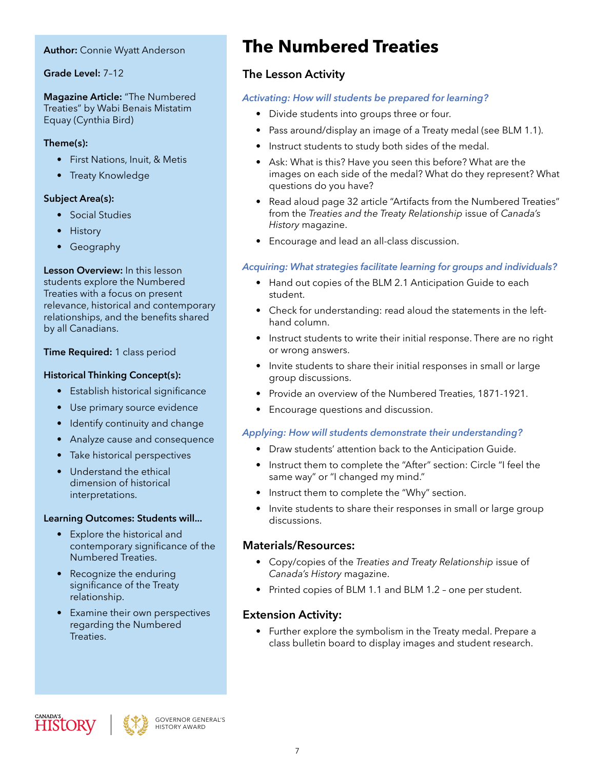**Author:** Connie Wyatt Anderson

**Grade Level:** 7–12

**Magazine Article:** "The Numbered Treaties" by Wabi Benais Mistatim Equay (Cynthia Bird)

**Theme(s):**

- First Nations, Inuit, & Metis
- Treaty Knowledge

**Subject Area(s):**

- Social Studies
- History
- Geography

**Lesson Overview:** In this lesson students explore the Numbered Treaties with a focus on present relevance, historical and contemporary relationships, and the benefits shared by all Canadians.

**Time Required:** 1 class period

**Historical Thinking Concept(s):**

- Establish historical significance
- Use primary source evidence
- Identify continuity and change
- Analyze cause and consequence
- Take historical perspectives
- Understand the ethical dimension of historical interpretations.

**Learning Outcomes: Students will...**

- Explore the historical and contemporary significance of the Numbered Treaties.
- Recognize the enduring significance of the Treaty relationship.
- Examine their own perspectives regarding the Numbered Treaties.

# The Numbered Treaties

## The Lesson Activity

### *Activating: How will students be prepared for learning?*

- Divide students into groups three or four.
- Pass around/display an image of a Treaty medal (see BLM 1.1).
- Instruct students to study both sides of the medal.
- Ask: What is this? Have you seen this before? What are the images on each side of the medal? What do they represent? What questions do you have?
- Read aloud page 32 article "Artifacts from the Numbered Treaties" from the *Treaties and the Treaty Relationship* issue of *Canada's History* magazine.
- Encourage and lead an all-class discussion.

### *Acquiring: What strategies facilitate learning for groups and individuals?*

- Hand out copies of the BLM 2.1 Anticipation Guide to each student.
- Check for understanding: read aloud the statements in the left-hand column.
- Instruct students to write their initial response. There are no right or wrong answers.
- Invite students to share their initial responses in small or large group discussions.
- Provide an overview of the Numbered Treaties, 1871-1921.
- Encourage questions and discussion.

### *Applying: How will students demonstrate their understanding?*

- Draw students' attention back to the Anticipation Guide.
- Instruct them to complete the "After" section: Circle "I feel the same way" or "I changed my mind."
- Instruct them to complete the "Why" section.
- Invite students to share their responses in small or large group discussions.

## Materials/Resources:

- Copy/copies of the *Treaties and Treaty Relationship* issue of *Canada's History* magazine.
- Printed copies of BLM 1.1 and BLM 1.2 – one per student.

## Extension Activity:

- Further explore the symbolism in the Treaty medal. Prepare a class bulletin board to display images and student research.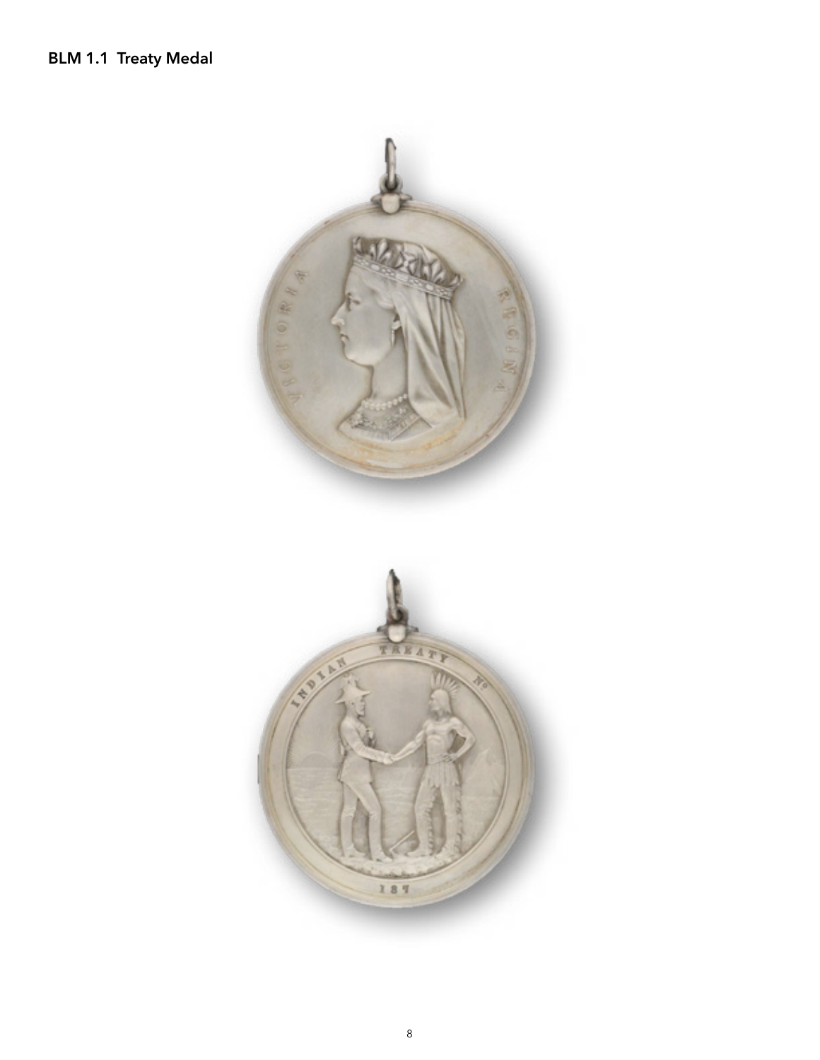**BLM 1.1 Treaty Medal**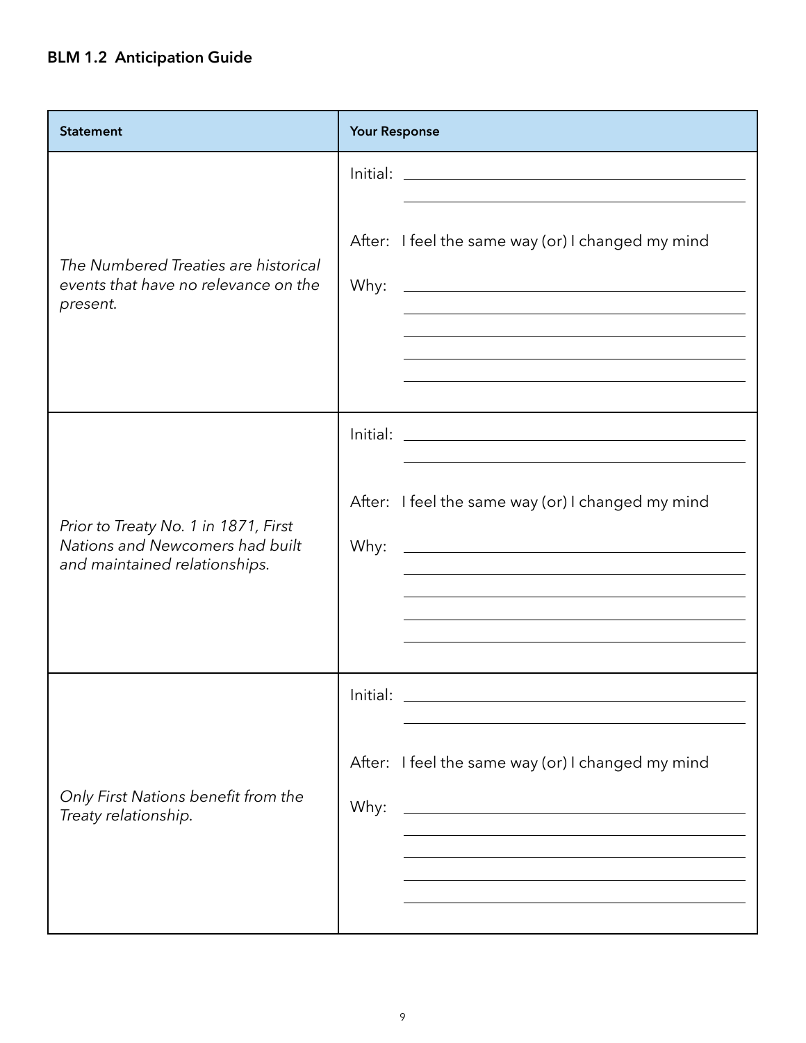**BLM 1.2 Anticipation Guide**

| Statement | Your Response |
| --- | --- |
| *The Numbered Treaties are historical events that have no relevance on the present.* | Initial: ______________________<br>______________________<br><br>After: I feel the same way (or) I changed my mind<br><br>Why: ______________________<br>______________________<br>______________________<br>______________________<br>______________________ |
| *Prior to Treaty No. 1 in 1871, First Nations and Newcomers had built and maintained relationships.* | Initial: ______________________<br>______________________<br><br>After: I feel the same way (or) I changed my mind<br><br>Why: ______________________<br>______________________<br>______________________<br>______________________<br>______________________ |
| *Only First Nations benefit from the Treaty relationship.* | Initial: ______________________<br>______________________<br><br>After: I feel the same way (or) I changed my mind<br><br>Why: ______________________<br>______________________<br>______________________<br>______________________<br>______________________ |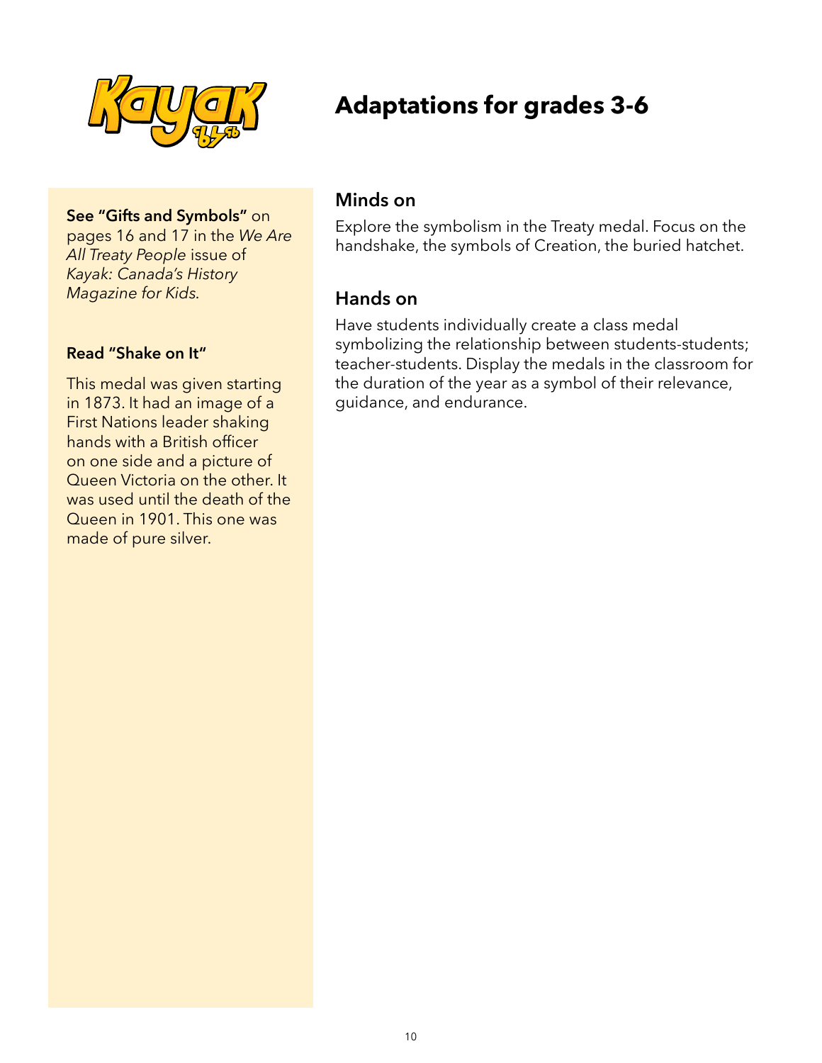# Adaptations for grades 3-6

**See "Gifts and Symbols"** on pages 16 and 17 in the *We Are All Treaty People* issue of *Kayak: Canada's History Magazine for Kids.*

**Read "Shake on It"**

This medal was given starting in 1873. It had an image of a First Nations leader shaking hands with a British officer on one side and a picture of Queen Victoria on the other. It was used until the death of the Queen in 1901. This one was made of pure silver.

## Minds on

Explore the symbolism in the Treaty medal. Focus on the handshake, the symbols of Creation, the buried hatchet.

## Hands on

Have students individually create a class medal symbolizing the relationship between students-students; teacher-students. Display the medals in the classroom for the duration of the year as a symbol of their relevance, guidance, and endurance.